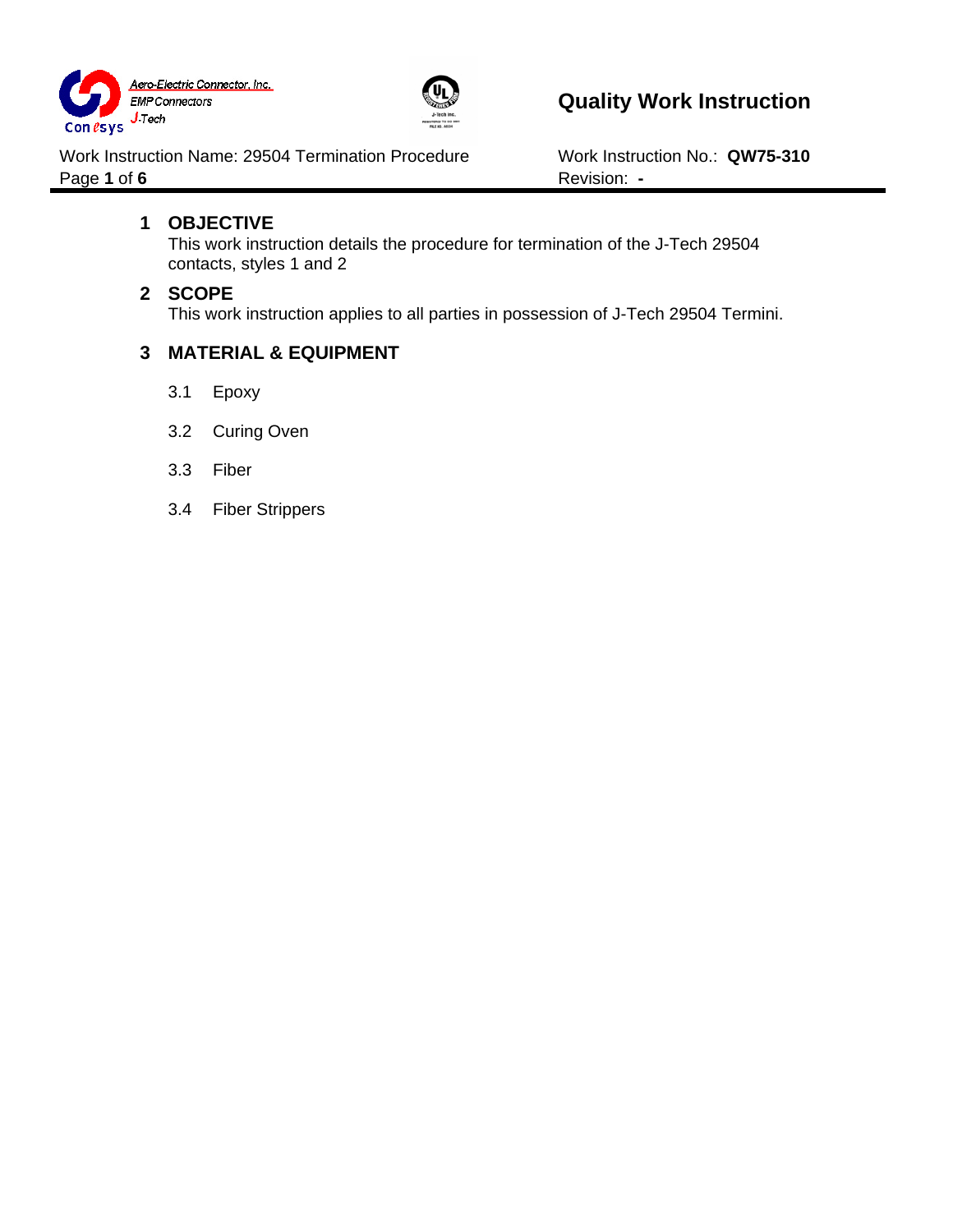# Quality Work Instruction

Work Instruction Name: 29504 Termination Procedure

Work Instruction No.: **QW75-310**

Revision: **-**

## 1 OBJECTIVE

This work instruction details the procedure for termination of the J-Tech 29504 contacts, styles 1 and 2

## 2 SCOPE

This work instruction applies to all parties in possession of J-Tech 29504 Termini.

## 3 MATERIAL & EQUIPMENT

3.1 Epoxy

3.2 Curing Oven

3.3 Fiber

3.4 Fiber Strippers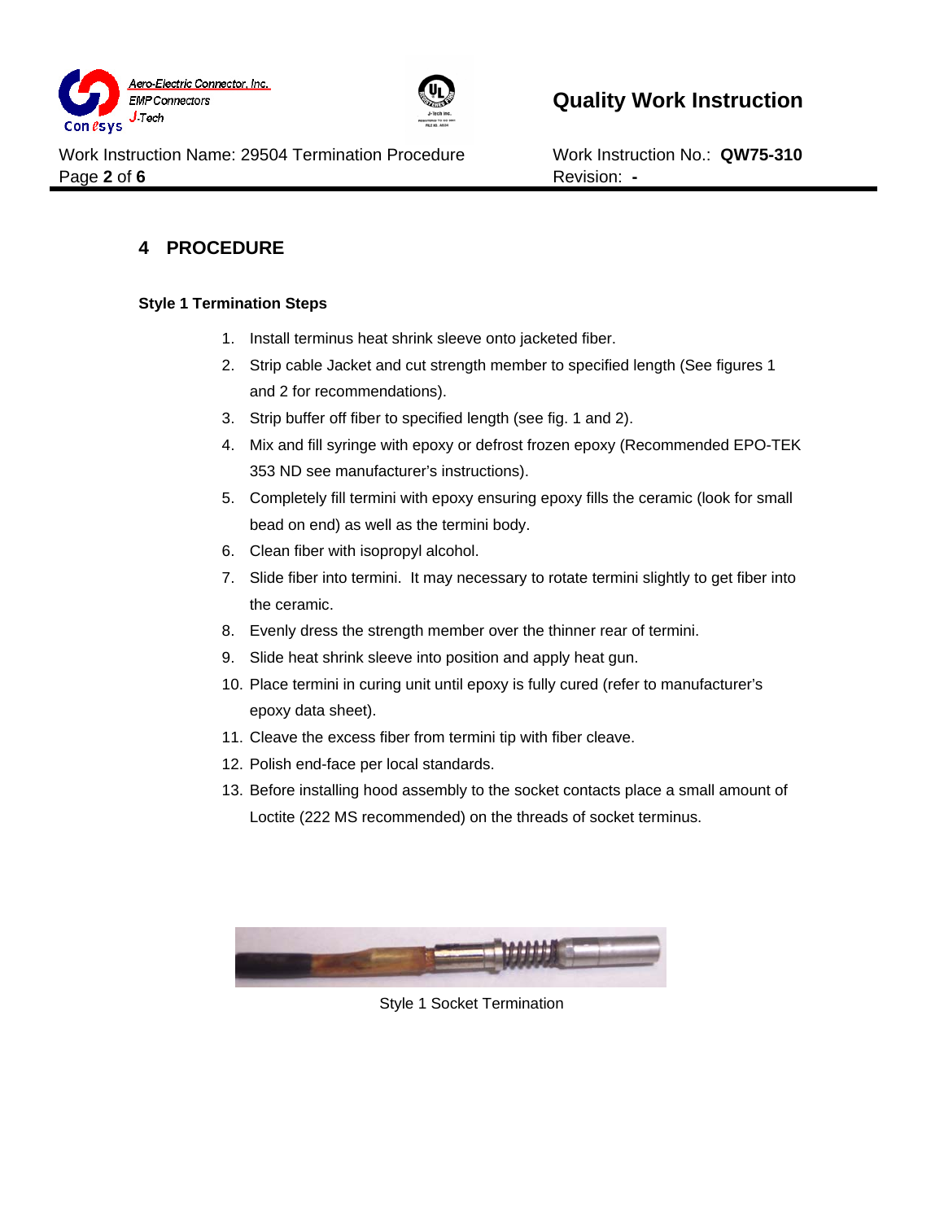## 4 PROCEDURE

**Style 1 Termination Steps**

1. Install terminus heat shrink sleeve onto jacketed fiber.
2. Strip cable Jacket and cut strength member to specified length (See figures 1 and 2 for recommendations).
3. Strip buffer off fiber to specified length (see fig. 1 and 2).
4. Mix and fill syringe with epoxy or defrost frozen epoxy (Recommended EPO-TEK 353 ND see manufacturer's instructions).
5. Completely fill termini with epoxy ensuring epoxy fills the ceramic (look for small bead on end) as well as the termini body.
6. Clean fiber with isopropyl alcohol.
7. Slide fiber into termini. It may necessary to rotate termini slightly to get fiber into the ceramic.
8. Evenly dress the strength member over the thinner rear of termini.
9. Slide heat shrink sleeve into position and apply heat gun.
10. Place termini in curing unit until epoxy is fully cured (refer to manufacturer's epoxy data sheet).
11. Cleave the excess fiber from termini tip with fiber cleave.
12. Polish end-face per local standards.
13. Before installing hood assembly to the socket contacts place a small amount of Loctite (222 MS recommended) on the threads of socket terminus.

Style 1 Socket Termination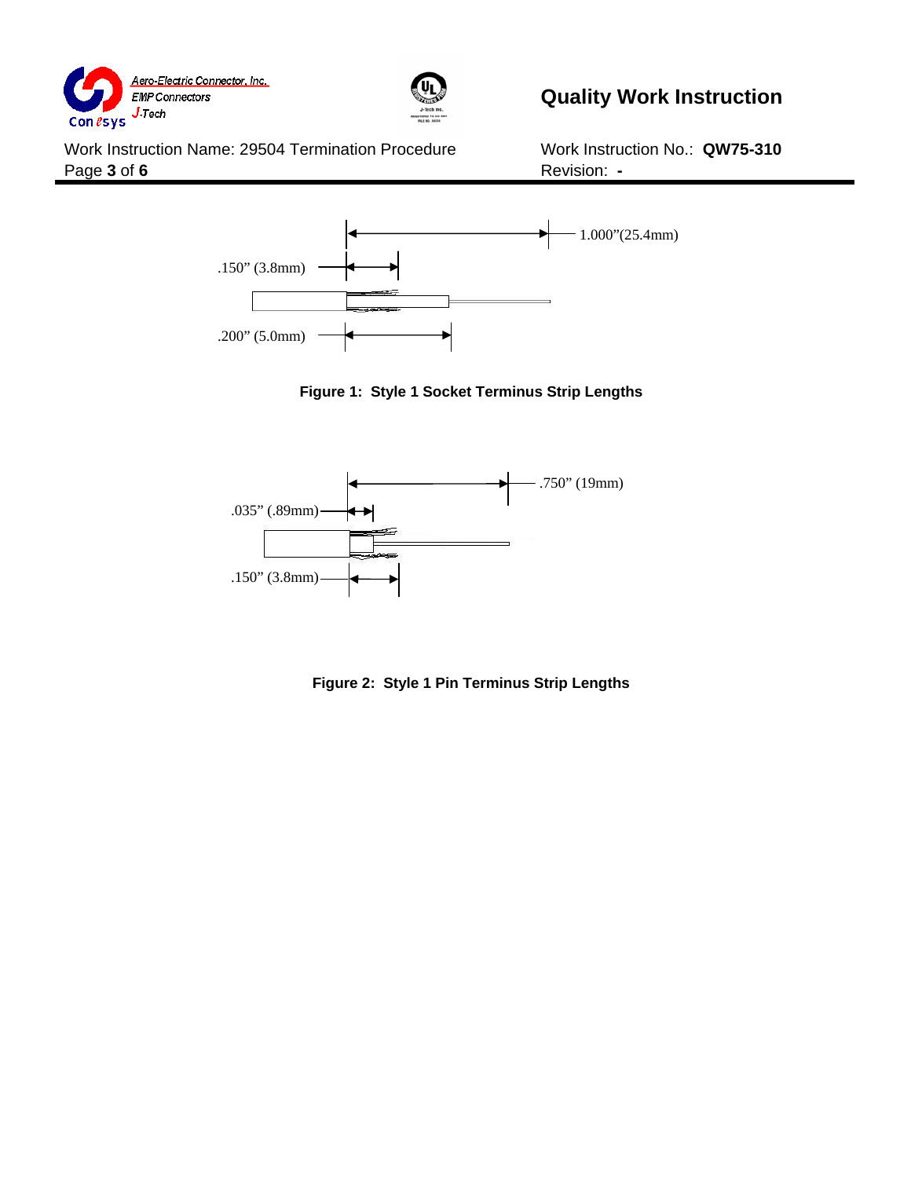1.000"(25.4mm)

.150" (3.8mm)

.200" (5.0mm)

**Figure 1: Style 1 Socket Terminus Strip Lengths**

.750" (19mm)

.035" (.89mm)

.150" (3.8mm)

**Figure 2: Style 1 Pin Terminus Strip Lengths**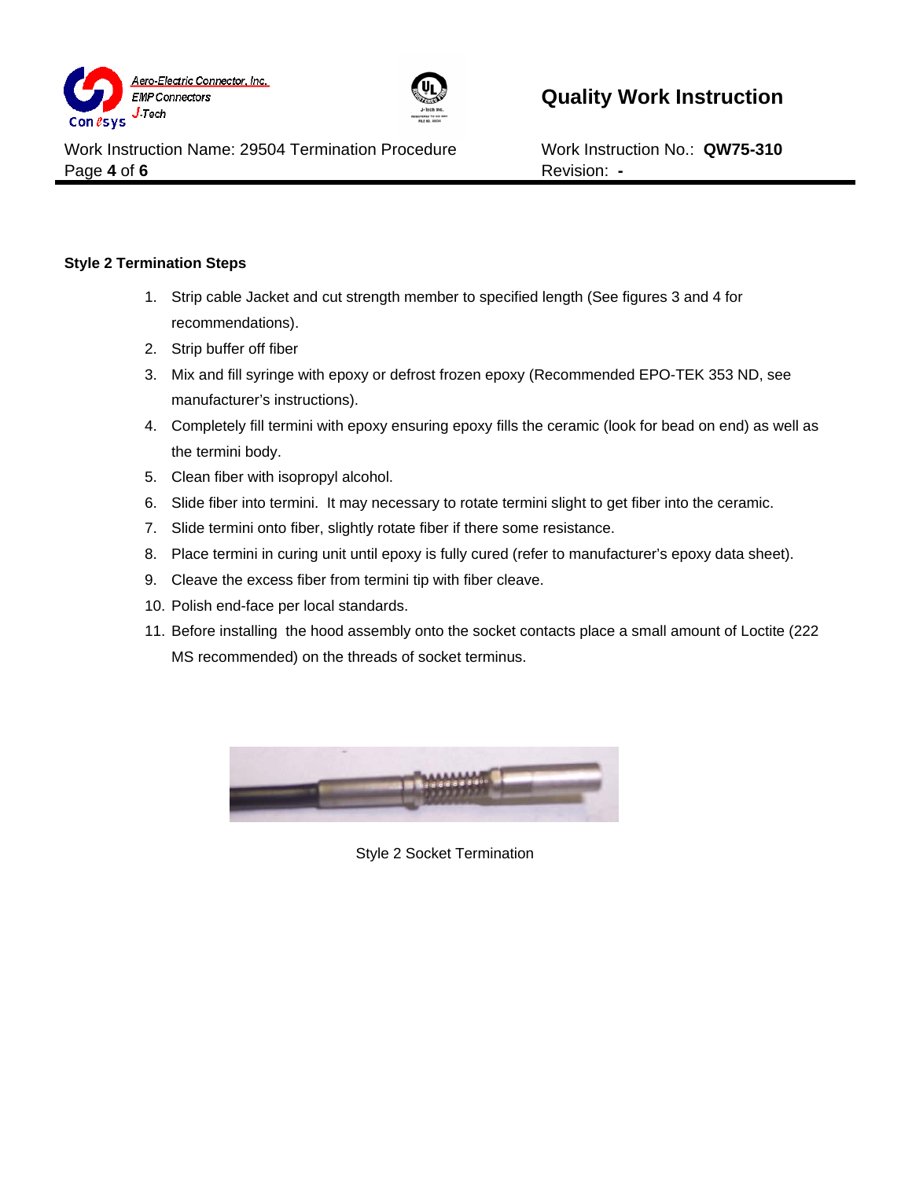**Style 2 Termination Steps**

1. Strip cable Jacket and cut strength member to specified length (See figures 3 and 4 for recommendations).
2. Strip buffer off fiber
3. Mix and fill syringe with epoxy or defrost frozen epoxy (Recommended EPO-TEK 353 ND, see manufacturer's instructions).
4. Completely fill termini with epoxy ensuring epoxy fills the ceramic (look for bead on end) as well as the termini body.
5. Clean fiber with isopropyl alcohol.
6. Slide fiber into termini.  It may necessary to rotate termini slight to get fiber into the ceramic.
7. Slide termini onto fiber, slightly rotate fiber if there some resistance.
8. Place termini in curing unit until epoxy is fully cured (refer to manufacturer's epoxy data sheet).
9. Cleave the excess fiber from termini tip with fiber cleave.
10. Polish end-face per local standards.
11. Before installing  the hood assembly onto the socket contacts place a small amount of Loctite (222 MS recommended) on the threads of socket terminus.

Style 2 Socket Termination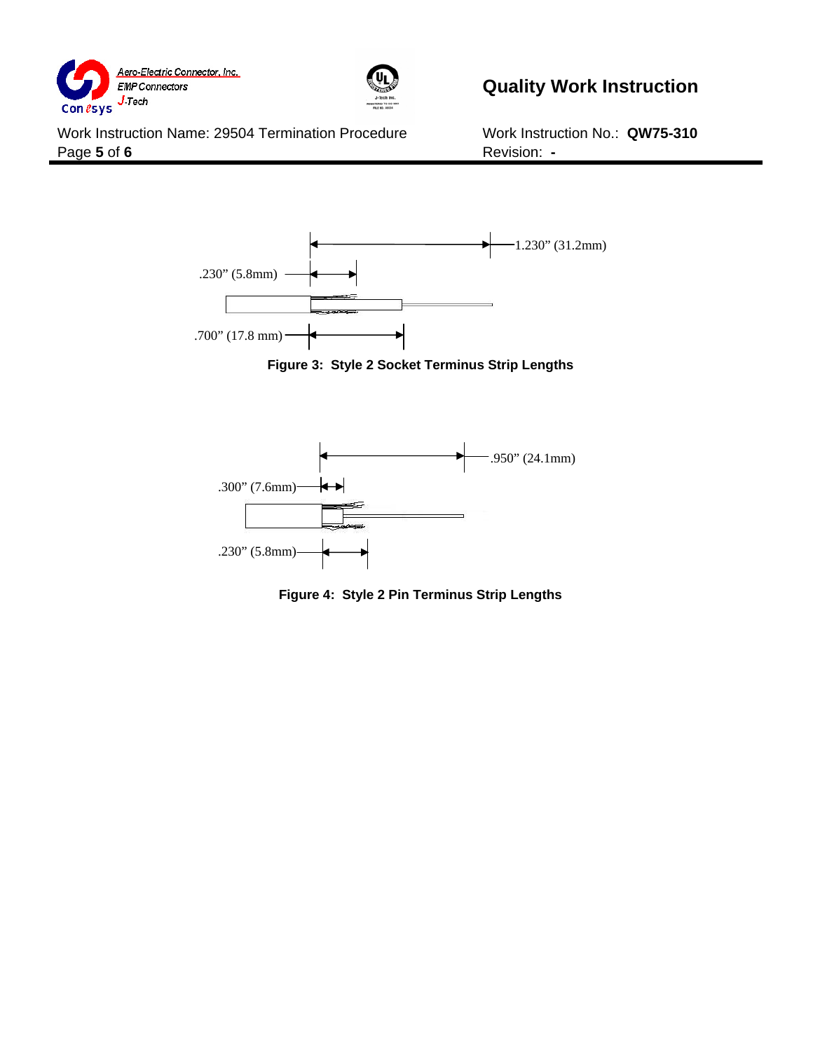1.230” (31.2mm)

.230” (5.8mm)

.700” (17.8 mm)

**Figure 3: Style 2 Socket Terminus Strip Lengths**

.950” (24.1mm)

.300” (7.6mm)

.230” (5.8mm)

**Figure 4: Style 2 Pin Terminus Strip Lengths**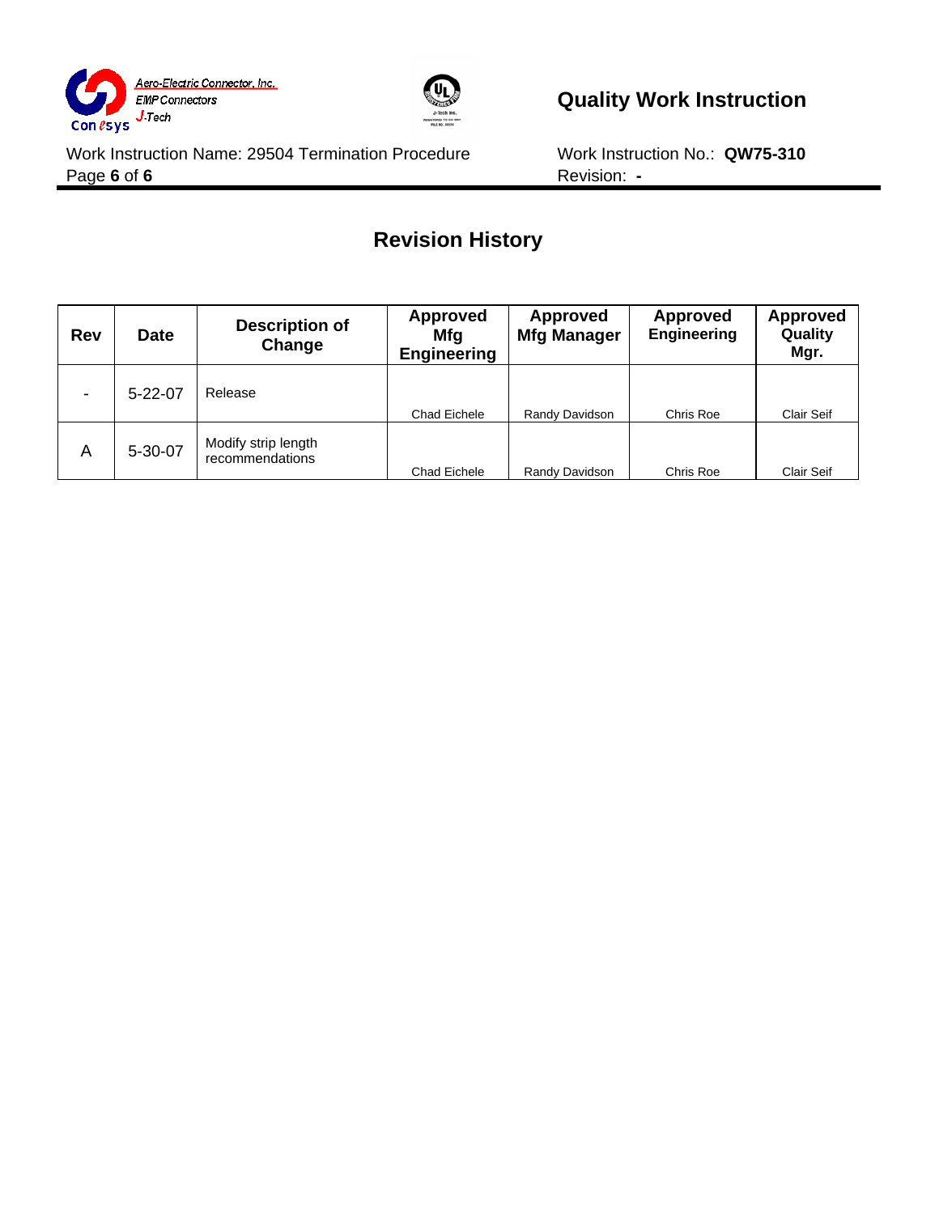# Revision History

| Rev | Date | Description of Change | Approved Mfg Engineering | Approved Mfg Manager | Approved Engineering | Approved Quality Mgr. |
|---|---|---|---|---|---|---|
| - | 5-22-07 | Release | Chad Eichele | Randy Davidson | Chris Roe | Clair Seif |
| A | 5-30-07 | Modify strip length recommendations | Chad Eichele | Randy Davidson | Chris Roe | Clair Seif |